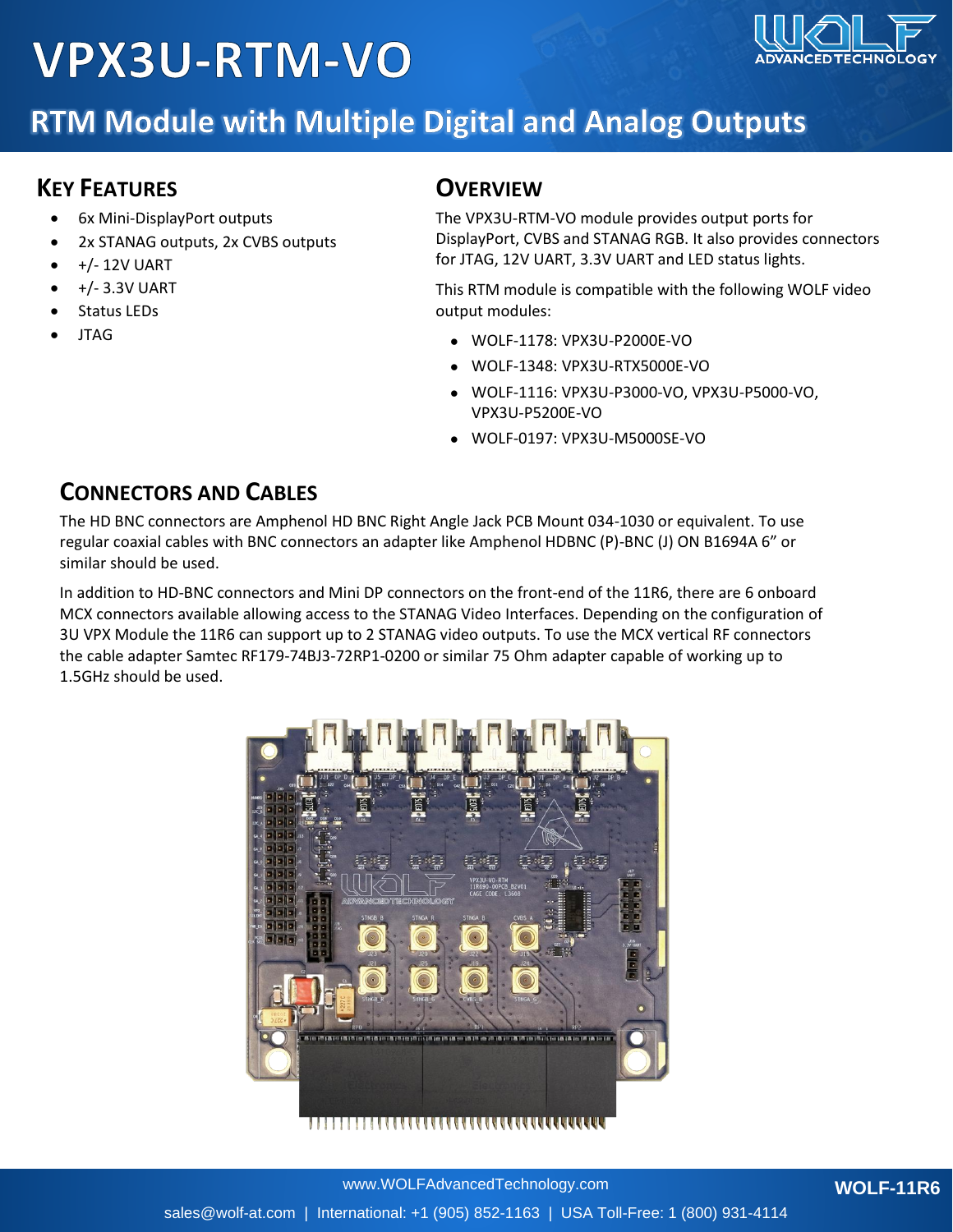# VPX3U-RTM-VO

## RTM Module with Multiple Digital and Analog Outputs

### KEY FEATURES

- 6x Mini-DisplayPort outputs
- 2x STANAG outputs, 2x CVBS outputs
- +/- 12V UART
- +/- 3.3V UART
- Status LEDs
- JTAG

### OVERVIEW

The VPX3U-RTM-VO module provides output ports for DisplayPort, CVBS and STANAG RGB. It also provides connectors for JTAG, 12V UART, 3.3V UART and LED status lights.

This RTM module is compatible with the following WOLF video output modules:

- WOLF-1178: VPX3U-P2000E-VO
- WOLF-1348: VPX3U-RTX5000E-VO
- WOLF-1116: VPX3U-P3000-VO, VPX3U-P5000-VO, VPX3U-P5200E-VO
- WOLF-0197: VPX3U-M5000SE-VO

### CONNECTORS AND CABLES

The HD BNC connectors are Amphenol HD BNC Right Angle Jack PCB Mount 034-1030 or equivalent. To use regular coaxial cables with BNC connectors an adapter like Amphenol HDBNC (P)-BNC (J) ON B1694A 6” or similar should be used.

In addition to HD-BNC connectors and Mini DP connectors on the front-end of the 11R6, there are 6 onboard MCX connectors available allowing access to the STANAG Video Interfaces. Depending on the configuration of 3U VPX Module the 11R6 can support up to 2 STANAG video outputs. To use the MCX vertical RF connectors the cable adapter Samtec RF179-74BJ3-72RP1-0200 or similar 75 Ohm adapter capable of working up to 1.5GHz should be used.

www.WOLFAdvancedTechnology.com

sales@wolf-at.com | International: +1 (905) 852-1163 | USA Toll-Free: 1 (800) 931-4114

WOLF-11R6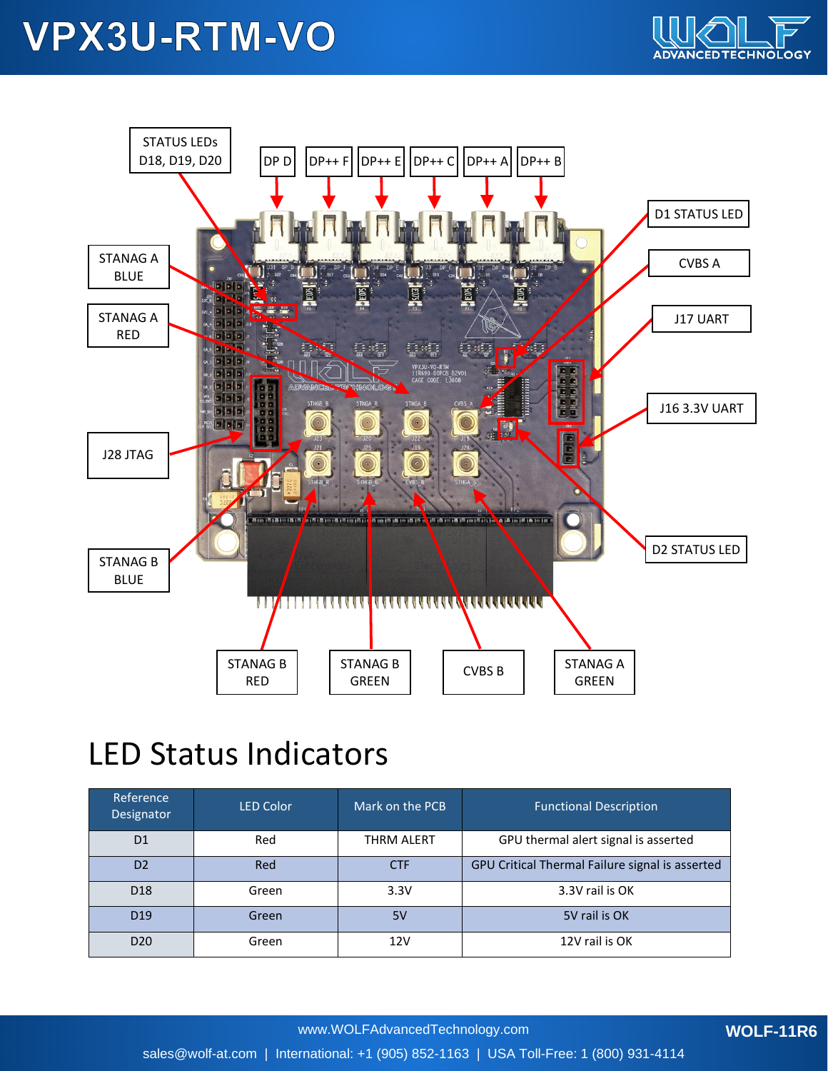# VPX3U-RTM-VO

STATUS LEDs
D18, D19, D20

DP D

DP++ F

DP++ E

DP++ C

DP++ A

DP++ B

D1 STATUS LED

CVBS A

J17 UART

J16 3.3V UART

D2 STATUS LED

STANAG A
BLUE

STANAG A
RED

J28 JTAG

STANAG B
BLUE

STANAG B
RED

STANAG B
GREEN

CVBS B

STANAG A
GREEN

## LED Status Indicators

| Reference Designator | LED Color | Mark on the PCB | Functional Description |
|---|---|---|---|
| D1 | Red | THRM ALERT | GPU thermal alert signal is asserted |
| D2 | Red | CTF | GPU Critical Thermal Failure signal is asserted |
| D18 | Green | 3.3V | 3.3V rail is OK |
| D19 | Green | 5V | 5V rail is OK |
| D20 | Green | 12V | 12V rail is OK |

www.WOLFAdvancedTechnology.com

sales@wolf-at.com | International: +1 (905) 852-1163 | USA Toll-Free: 1 (800) 931-4114

WOLF-11R6